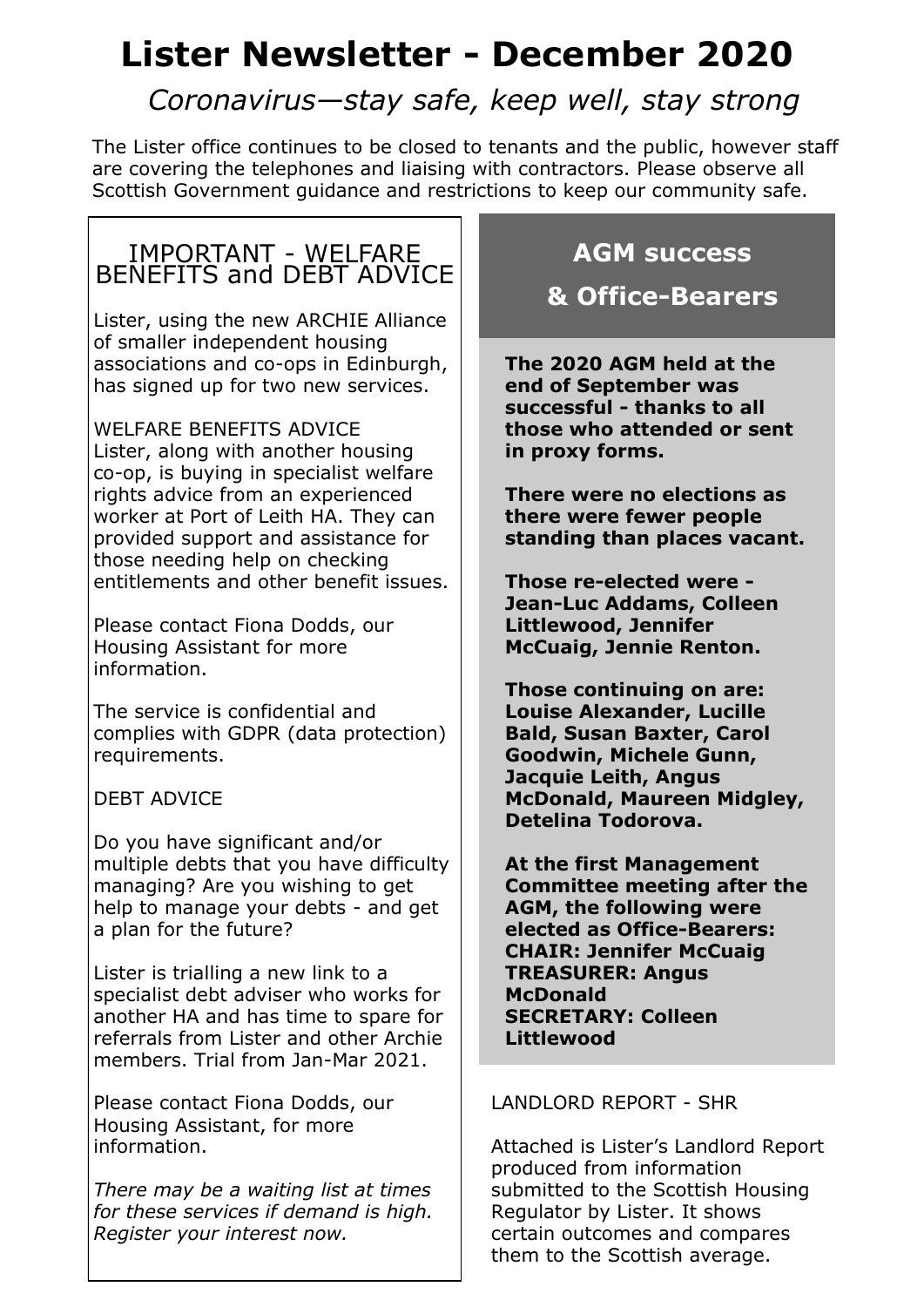# Lister Newsletter - December 2020

*Coronavirus—stay safe, keep well, stay strong*

The Lister office continues to be closed to tenants and the public, however staff are covering the telephones and liaising with contractors. Please observe all Scottish Government guidance and restrictions to keep our community safe.

## IMPORTANT - WELFARE BENEFITS and DEBT ADVICE

Lister, using the new ARCHIE Alliance of smaller independent housing associations and co-ops in Edinburgh, has signed up for two new services.

WELFARE BENEFITS ADVICE
Lister, along with another housing co-op, is buying in specialist welfare rights advice from an experienced worker at Port of Leith HA. They can provided support and assistance for those needing help on checking entitlements and other benefit issues.

Please contact Fiona Dodds, our Housing Assistant for more information.

The service is confidential and complies with GDPR (data protection) requirements.

DEBT ADVICE

Do you have significant and/or multiple debts that you have difficulty managing? Are you wishing to get help to manage your debts - and get a plan for the future?

Lister is trialling a new link to a specialist debt adviser who works for another HA and has time to spare for referrals from Lister and other Archie members. Trial from Jan-Mar 2021.

Please contact Fiona Dodds, our Housing Assistant, for more information.

*There may be a waiting list at times for these services if demand is high. Register your interest now.*

## AGM success & Office-Bearers

**The 2020 AGM held at the end of September was successful - thanks to all those who attended or sent in proxy forms.**

**There were no elections as there were fewer people standing than places vacant.**

**Those re-elected were - Jean-Luc Addams, Colleen Littlewood, Jennifer McCuaig, Jennie Renton.**

**Those continuing on are: Louise Alexander, Lucille Bald, Susan Baxter, Carol Goodwin, Michele Gunn, Jacquie Leith, Angus McDonald, Maureen Midgley, Detelina Todorova.**

**At the first Management Committee meeting after the AGM, the following were elected as Office-Bearers:**
**CHAIR: Jennifer McCuaig**
**TREASURER: Angus McDonald**
**SECRETARY: Colleen Littlewood**

LANDLORD REPORT - SHR

Attached is Lister's Landlord Report produced from information submitted to the Scottish Housing Regulator by Lister. It shows certain outcomes and compares them to the Scottish average.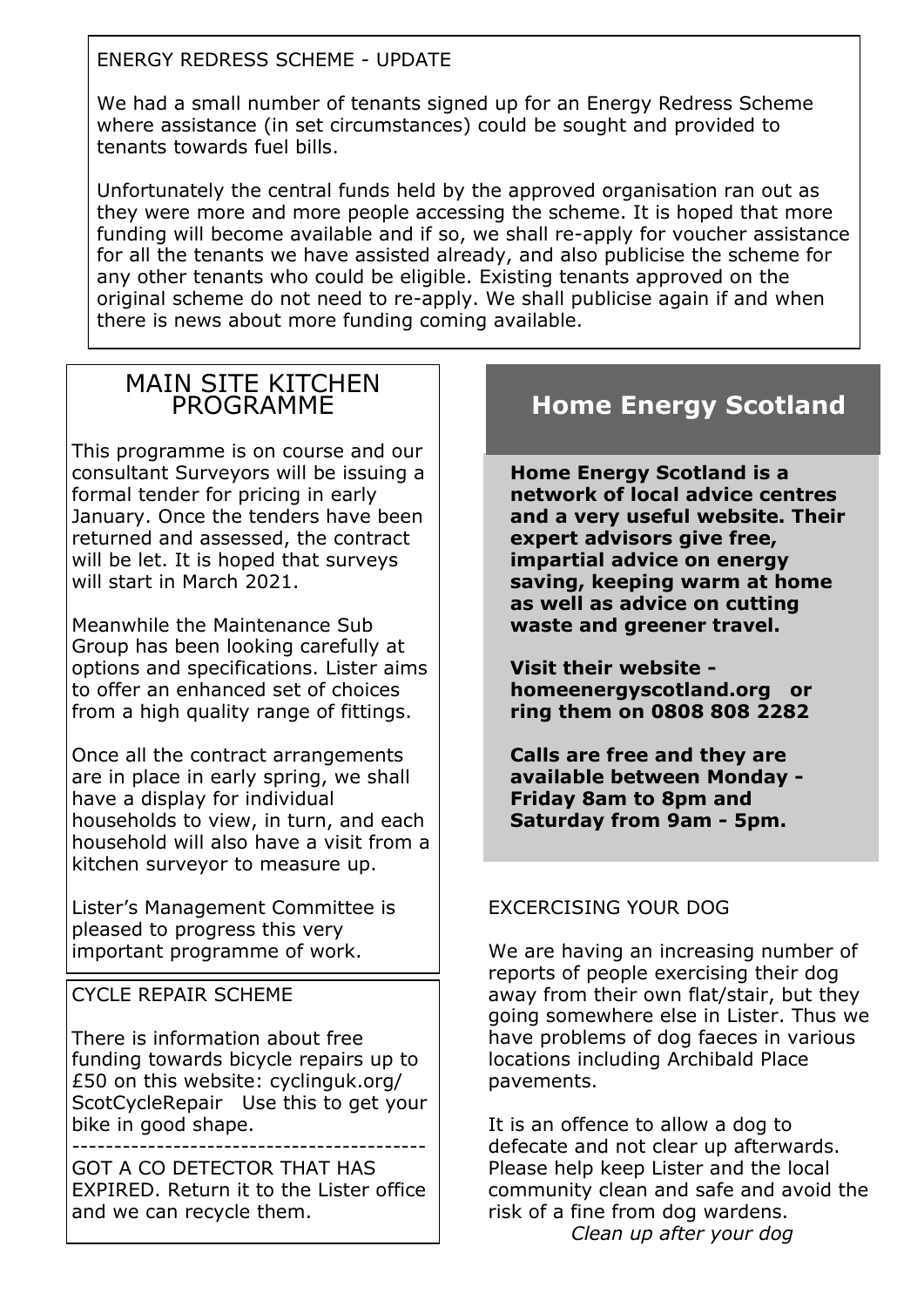ENERGY REDRESS SCHEME - UPDATE

We had a small number of tenants signed up for an Energy Redress Scheme where assistance (in set circumstances) could be sought and provided to tenants towards fuel bills.

Unfortunately the central funds held by the approved organisation ran out as they were more and more people accessing the scheme. It is hoped that more funding will become available and if so, we shall re-apply for voucher assistance for all the tenants we have assisted already, and also publicise the scheme for any other tenants who could be eligible. Existing tenants approved on the original scheme do not need to re-apply. We shall publicise again if and when there is news about more funding coming available.

## MAIN SITE KITCHEN PROGRAMME

This programme is on course and our consultant Surveyors will be issuing a formal tender for pricing in early January. Once the tenders have been returned and assessed, the contract will be let. It is hoped that surveys will start in March 2021.

Meanwhile the Maintenance Sub Group has been looking carefully at options and specifications. Lister aims to offer an enhanced set of choices from a high quality range of fittings.

Once all the contract arrangements are in place in early spring, we shall have a display for individual households to view, in turn, and each household will also have a visit from a kitchen surveyor to measure up.

Lister's Management Committee is pleased to progress this very important programme of work.

CYCLE REPAIR SCHEME

There is information about free funding towards bicycle repairs up to £50 on this website: cyclinguk.org/ ScotCycleRepair   Use this to get your bike in good shape.

------------------------------------------

GOT A CO DETECTOR THAT HAS EXPIRED. Return it to the Lister office and we can recycle them.

## Home Energy Scotland

**Home Energy Scotland is a network of local advice centres and a very useful website. Their expert advisors give free, impartial advice on energy saving, keeping warm at home as well as advice on cutting waste and greener travel.**

**Visit their website - homeenergyscotland.org   or ring them on 0808 808 2282**

**Calls are free and they are available between Monday - Friday 8am to 8pm and Saturday from 9am - 5pm.**

EXCERCISING YOUR DOG

We are having an increasing number of reports of people exercising their dog away from their own flat/stair, but they going somewhere else in Lister. Thus we have problems of dog faeces in various locations including Archibald Place pavements.

It is an offence to allow a dog to defecate and not clear up afterwards. Please help keep Lister and the local community clean and safe and avoid the risk of a fine from dog wardens.

*Clean up after your dog*